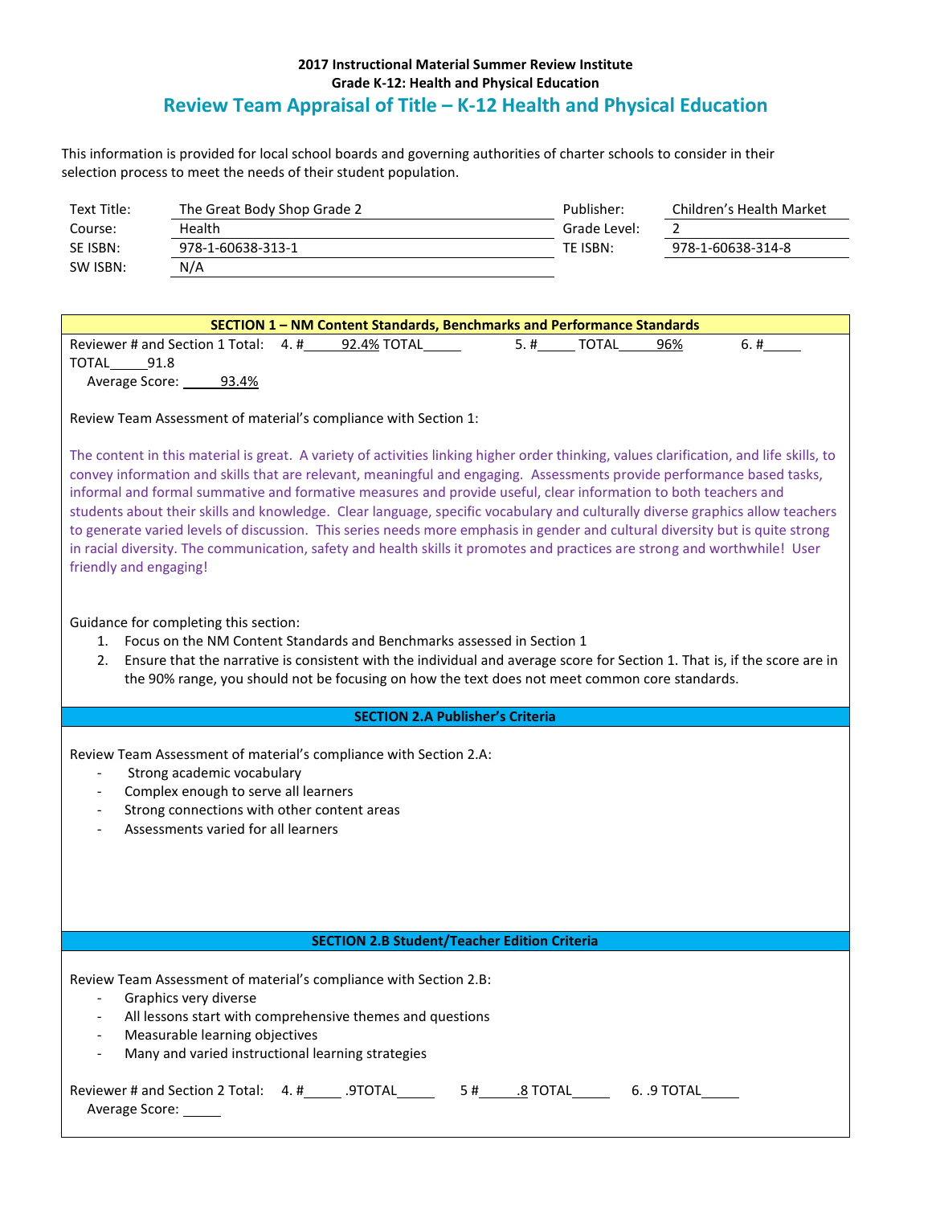**2017 Instructional Material Summer Review Institute**
**Grade K-12: Health and Physical Education**

# Review Team Appraisal of Title – K-12 Health and Physical Education

This information is provided for local school boards and governing authorities of charter schools to consider in their selection process to meet the needs of their student population.

| | | | |
|---|---|---|---|
| Text Title: | The Great Body Shop Grade 2 | Publisher: | Children's Health Market |
| Course: | Health | Grade Level: | 2 |
| SE ISBN: | 978-1-60638-313-1 | TE ISBN: | 978-1-60638-314-8 |
| SW ISBN: | N/A | | |

## SECTION 1 – NM Content Standards, Benchmarks and Performance Standards

Reviewer # and Section 1 Total: 4. # 92.4% TOTAL_____ 5. #_____ TOTAL 96% 6. #_____ TOTAL 91.8

Average Score: 93.4%

Review Team Assessment of material's compliance with Section 1:

The content in this material is great. A variety of activities linking higher order thinking, values clarification, and life skills, to convey information and skills that are relevant, meaningful and engaging. Assessments provide performance based tasks, informal and formal summative and formative measures and provide useful, clear information to both teachers and students about their skills and knowledge. Clear language, specific vocabulary and culturally diverse graphics allow teachers to generate varied levels of discussion. This series needs more emphasis in gender and cultural diversity but is quite strong in racial diversity. The communication, safety and health skills it promotes and practices are strong and worthwhile! User friendly and engaging!

Guidance for completing this section:

1. Focus on the NM Content Standards and Benchmarks assessed in Section 1
2. Ensure that the narrative is consistent with the individual and average score for Section 1. That is, if the score are in the 90% range, you should not be focusing on how the text does not meet common core standards.

## SECTION 2.A Publisher's Criteria

Review Team Assessment of material's compliance with Section 2.A:

- Strong academic vocabulary
- Complex enough to serve all learners
- Strong connections with other content areas
- Assessments varied for all learners

## SECTION 2.B Student/Teacher Edition Criteria

Review Team Assessment of material's compliance with Section 2.B:

- Graphics very diverse
- All lessons start with comprehensive themes and questions
- Measurable learning objectives
- Many and varied instructional learning strategies

Reviewer # and Section 2 Total: 4. #_____ .9TOTAL_____ 5 # .8 TOTAL_____ 6. .9 TOTAL_____

Average Score: _____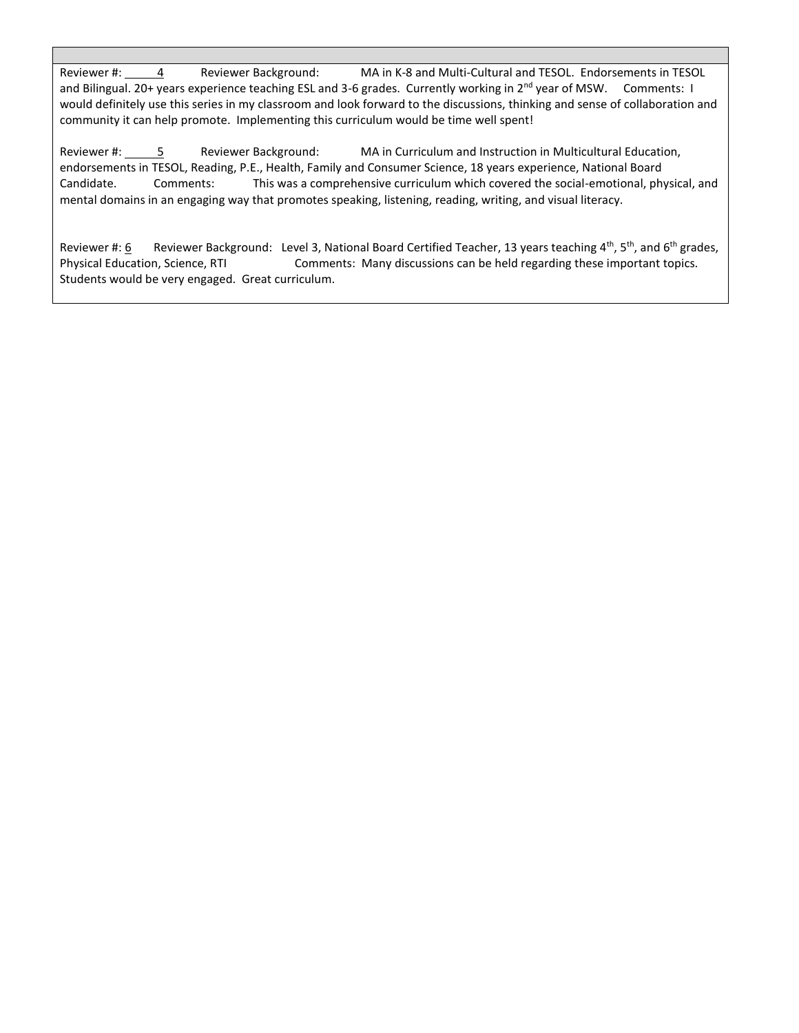Reviewer #: 4 Reviewer Background: MA in K-8 and Multi-Cultural and TESOL. Endorsements in TESOL and Bilingual. 20+ years experience teaching ESL and 3-6 grades. Currently working in 2nd year of MSW. Comments: I would definitely use this series in my classroom and look forward to the discussions, thinking and sense of collaboration and community it can help promote. Implementing this curriculum would be time well spent!

Reviewer #: 5 Reviewer Background: MA in Curriculum and Instruction in Multicultural Education, endorsements in TESOL, Reading, P.E., Health, Family and Consumer Science, 18 years experience, National Board Candidate. Comments: This was a comprehensive curriculum which covered the social-emotional, physical, and mental domains in an engaging way that promotes speaking, listening, reading, writing, and visual literacy.

Reviewer #: 6 Reviewer Background: Level 3, National Board Certified Teacher, 13 years teaching 4th, 5th, and 6th grades, Physical Education, Science, RTI Comments: Many discussions can be held regarding these important topics. Students would be very engaged. Great curriculum.